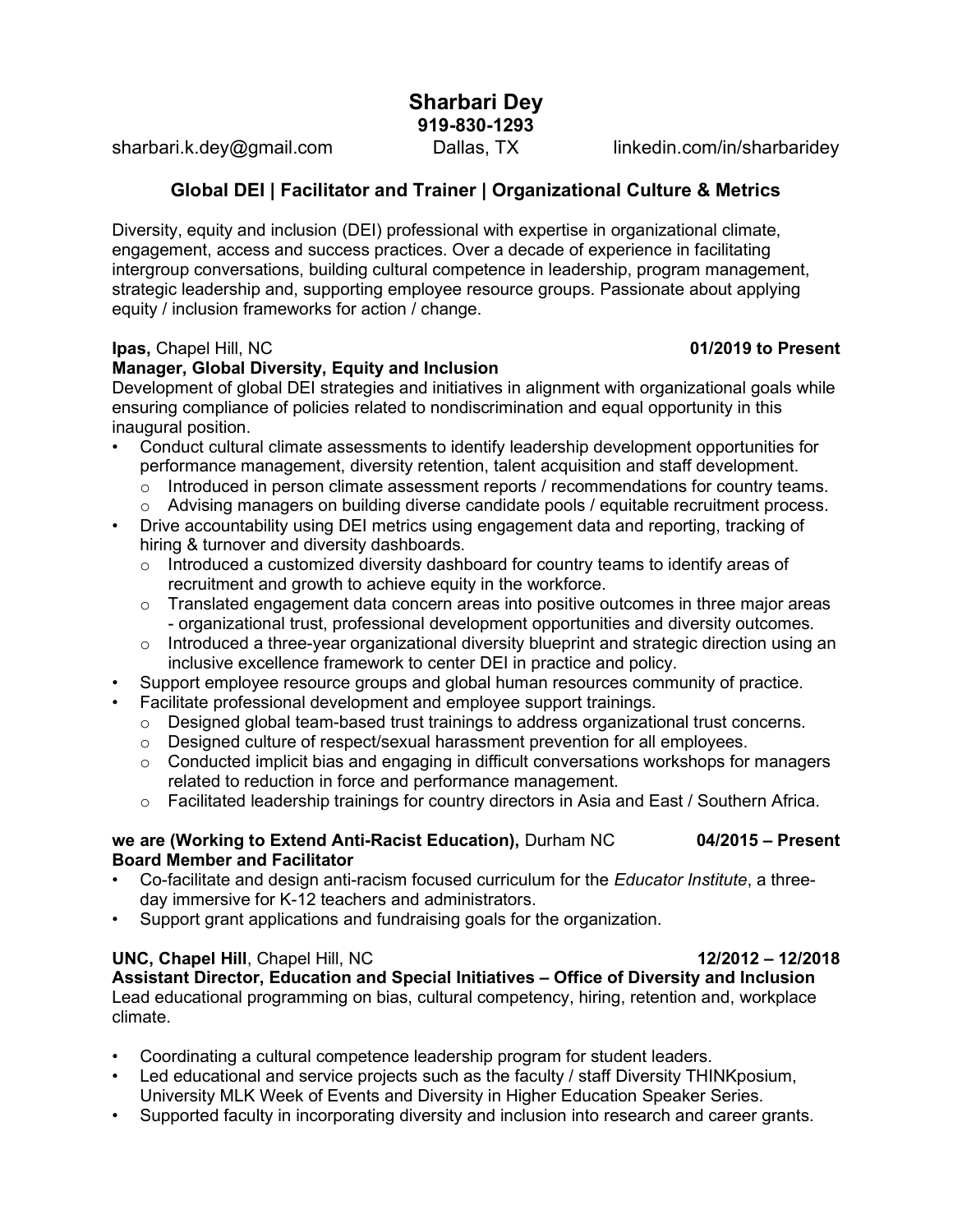# Sharbari Dey

**919-830-1293**

sharbari.k.dey@gmail.com | Dallas, TX | linkedin.com/in/sharbaridey

## Global DEI | Facilitator and Trainer | Organizational Culture & Metrics

Diversity, equity and inclusion (DEI) professional with expertise in organizational climate, engagement, access and success practices. Over a decade of experience in facilitating intergroup conversations, building cultural competence in leadership, program management, strategic leadership and, supporting employee resource groups. Passionate about applying equity / inclusion frameworks for action / change.

**Ipas,** Chapel Hill, NC **01/2019 to Present**
**Manager, Global Diversity, Equity and Inclusion**
Development of global DEI strategies and initiatives in alignment with organizational goals while ensuring compliance of policies related to nondiscrimination and equal opportunity in this inaugural position.

- Conduct cultural climate assessments to identify leadership development opportunities for performance management, diversity retention, talent acquisition and staff development.
  - Introduced in person climate assessment reports / recommendations for country teams.
  - Advising managers on building diverse candidate pools / equitable recruitment process.
- Drive accountability using DEI metrics using engagement data and reporting, tracking of hiring & turnover and diversity dashboards.
  - Introduced a customized diversity dashboard for country teams to identify areas of recruitment and growth to achieve equity in the workforce.
  - Translated engagement data concern areas into positive outcomes in three major areas - organizational trust, professional development opportunities and diversity outcomes.
  - Introduced a three-year organizational diversity blueprint and strategic direction using an inclusive excellence framework to center DEI in practice and policy.
- Support employee resource groups and global human resources community of practice.
- Facilitate professional development and employee support trainings.
  - Designed global team-based trust trainings to address organizational trust concerns.
  - Designed culture of respect/sexual harassment prevention for all employees.
  - Conducted implicit bias and engaging in difficult conversations workshops for managers related to reduction in force and performance management.
  - Facilitated leadership trainings for country directors in Asia and East / Southern Africa.

**we are (Working to Extend Anti-Racist Education),** Durham NC **04/2015 – Present**
**Board Member and Facilitator**

- Co-facilitate and design anti-racism focused curriculum for the *Educator Institute*, a three-day immersive for K-12 teachers and administrators.
- Support grant applications and fundraising goals for the organization.

**UNC, Chapel Hill**, Chapel Hill, NC **12/2012 – 12/2018**
**Assistant Director, Education and Special Initiatives – Office of Diversity and Inclusion**
Lead educational programming on bias, cultural competency, hiring, retention and, workplace climate.

- Coordinating a cultural competence leadership program for student leaders.
- Led educational and service projects such as the faculty / staff Diversity THINKposium, University MLK Week of Events and Diversity in Higher Education Speaker Series.
- Supported faculty in incorporating diversity and inclusion into research and career grants.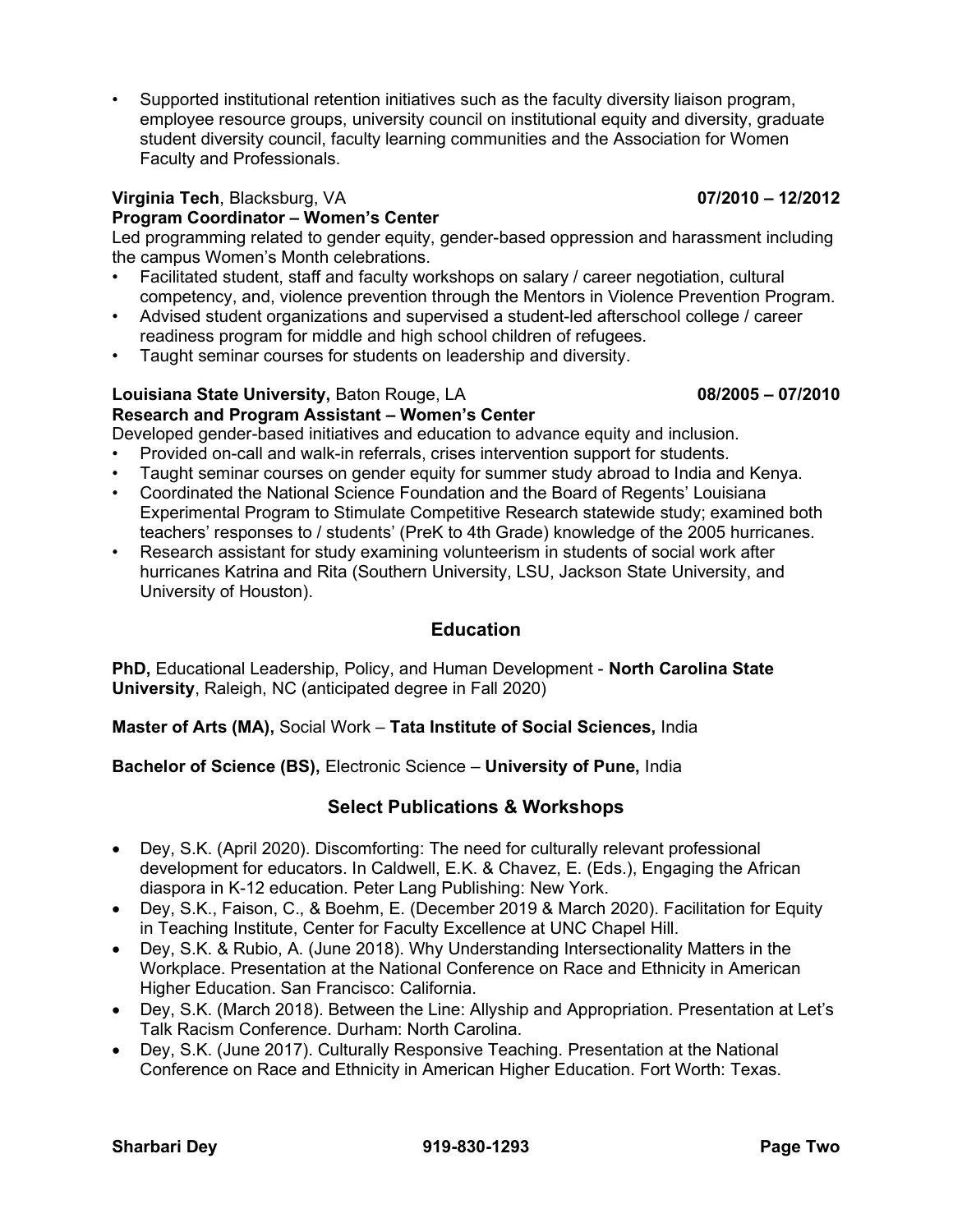- Supported institutional retention initiatives such as the faculty diversity liaison program, employee resource groups, university council on institutional equity and diversity, graduate student diversity council, faculty learning communities and the Association for Women Faculty and Professionals.

**Virginia Tech**, Blacksburg, VA **07/2010 – 12/2012**
**Program Coordinator – Women's Center**
Led programming related to gender equity, gender-based oppression and harassment including the campus Women's Month celebrations.

- Facilitated student, staff and faculty workshops on salary / career negotiation, cultural competency, and, violence prevention through the Mentors in Violence Prevention Program.
- Advised student organizations and supervised a student-led afterschool college / career readiness program for middle and high school children of refugees.
- Taught seminar courses for students on leadership and diversity.

**Louisiana State University,** Baton Rouge, LA **08/2005 – 07/2010**
**Research and Program Assistant – Women's Center**
Developed gender-based initiatives and education to advance equity and inclusion.

- Provided on-call and walk-in referrals, crises intervention support for students.
- Taught seminar courses on gender equity for summer study abroad to India and Kenya.
- Coordinated the National Science Foundation and the Board of Regents' Louisiana Experimental Program to Stimulate Competitive Research statewide study; examined both teachers' responses to / students' (PreK to 4th Grade) knowledge of the 2005 hurricanes.
- Research assistant for study examining volunteerism in students of social work after hurricanes Katrina and Rita (Southern University, LSU, Jackson State University, and University of Houston).

## Education

**PhD,** Educational Leadership, Policy, and Human Development - **North Carolina State University**, Raleigh, NC (anticipated degree in Fall 2020)

**Master of Arts (MA),** Social Work – **Tata Institute of Social Sciences,** India

**Bachelor of Science (BS),** Electronic Science – **University of Pune,** India

## Select Publications & Workshops

- Dey, S.K. (April 2020). Discomforting: The need for culturally relevant professional development for educators. In Caldwell, E.K. & Chavez, E. (Eds.), Engaging the African diaspora in K-12 education. Peter Lang Publishing: New York.
- Dey, S.K., Faison, C., & Boehm, E. (December 2019 & March 2020). Facilitation for Equity in Teaching Institute, Center for Faculty Excellence at UNC Chapel Hill.
- Dey, S.K. & Rubio, A. (June 2018). Why Understanding Intersectionality Matters in the Workplace. Presentation at the National Conference on Race and Ethnicity in American Higher Education. San Francisco: California.
- Dey, S.K. (March 2018). Between the Line: Allyship and Appropriation. Presentation at Let's Talk Racism Conference. Durham: North Carolina.
- Dey, S.K. (June 2017). Culturally Responsive Teaching. Presentation at the National Conference on Race and Ethnicity in American Higher Education. Fort Worth: Texas.